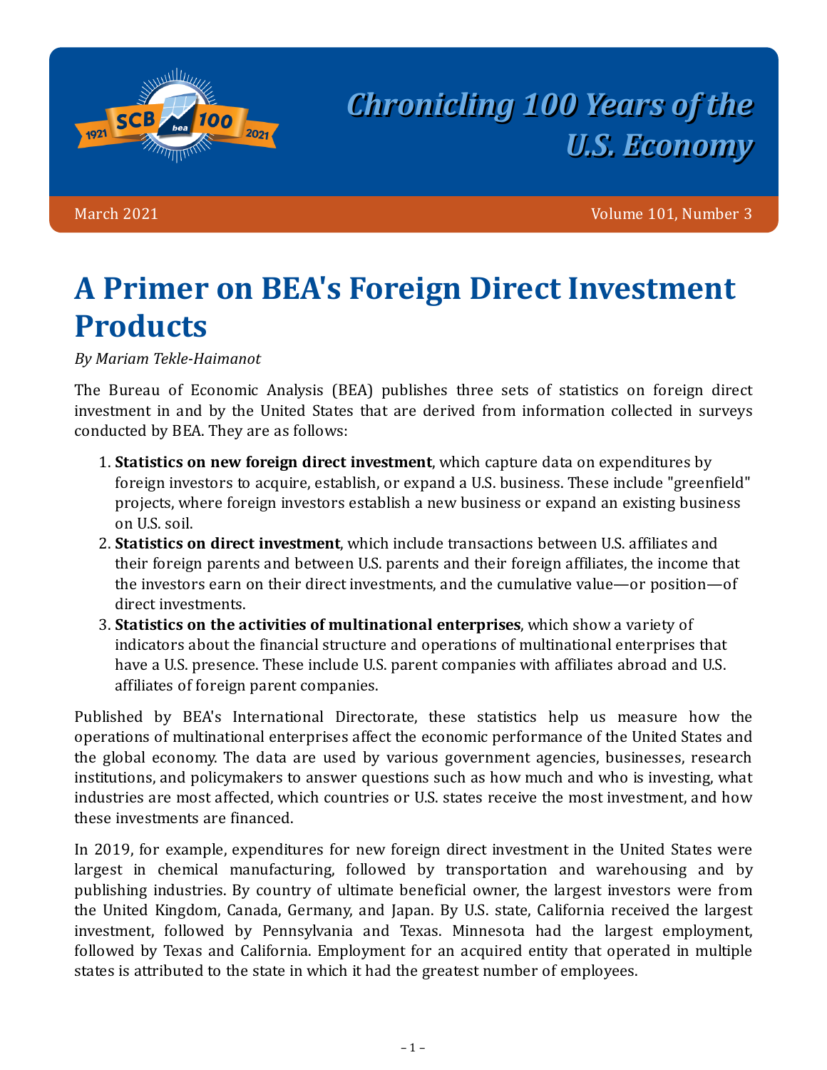# A Primer on BEA's Foreign Direct Investment Products

*By Mariam Tekle-Haimanot*

The Bureau of Economic Analysis (BEA) publishes three sets of statistics on foreign direct investment in and by the United States that are derived from information collected in surveys conducted by BEA. They are as follows:

1. **Statistics on new foreign direct investment**, which capture data on expenditures by foreign investors to acquire, establish, or expand a U.S. business. These include "greenfield" projects, where foreign investors establish a new business or expand an existing business on U.S. soil.
2. **Statistics on direct investment**, which include transactions between U.S. affiliates and their foreign parents and between U.S. parents and their foreign affiliates, the income that the investors earn on their direct investments, and the cumulative value—or position—of direct investments.
3. **Statistics on the activities of multinational enterprises**, which show a variety of indicators about the financial structure and operations of multinational enterprises that have a U.S. presence. These include U.S. parent companies with affiliates abroad and U.S. affiliates of foreign parent companies.

Published by BEA's International Directorate, these statistics help us measure how the operations of multinational enterprises affect the economic performance of the United States and the global economy. The data are used by various government agencies, businesses, research institutions, and policymakers to answer questions such as how much and who is investing, what industries are most affected, which countries or U.S. states receive the most investment, and how these investments are financed.

In 2019, for example, expenditures for new foreign direct investment in the United States were largest in chemical manufacturing, followed by transportation and warehousing and by publishing industries. By country of ultimate beneficial owner, the largest investors were from the United Kingdom, Canada, Germany, and Japan. By U.S. state, California received the largest investment, followed by Pennsylvania and Texas. Minnesota had the largest employment, followed by Texas and California. Employment for an acquired entity that operated in multiple states is attributed to the state in which it had the greatest number of employees.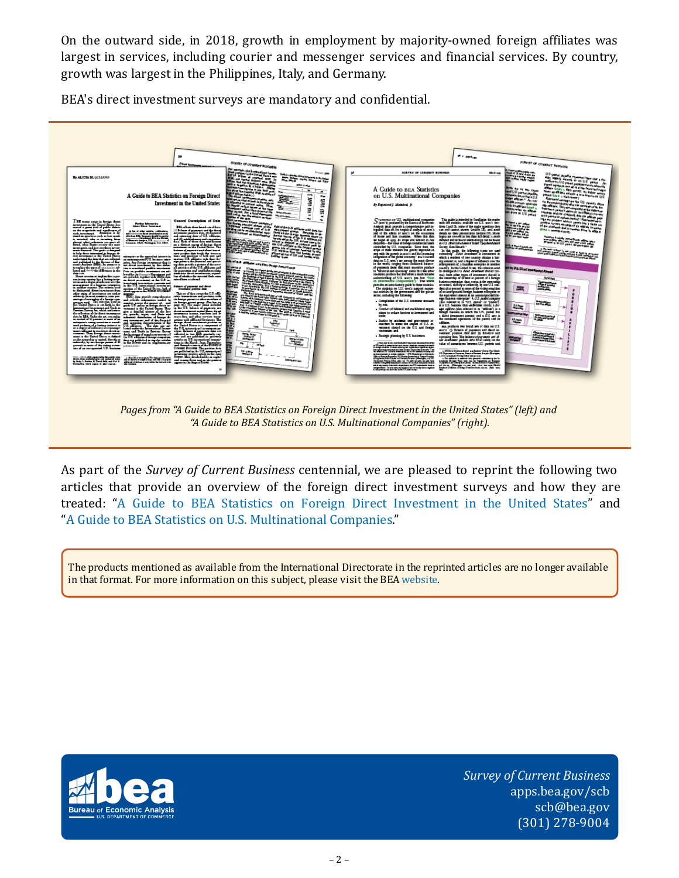On the outward side, in 2018, growth in employment by majority-owned foreign affiliates was largest in services, including courier and messenger services and financial services. By country, growth was largest in the Philippines, Italy, and Germany.

BEA's direct investment surveys are mandatory and confidential.

*Pages from "A Guide to BEA Statistics on Foreign Direct Investment in the United States" (left) and "A Guide to BEA Statistics on U.S. Multinational Companies" (right).*

As part of the *Survey of Current Business* centennial, we are pleased to reprint the following two articles that provide an overview of the foreign direct investment surveys and how they are treated: "A Guide to BEA Statistics on Foreign Direct Investment in the United States" and "A Guide to BEA Statistics on U.S. Multinational Companies."

The products mentioned as available from the International Directorate in the reprinted articles are no longer available in that format. For more information on this subject, please visit the BEA website.

bea Bureau of Economic Analysis U.S. DEPARTMENT OF COMMERCE

*Survey of Current Business*
apps.bea.gov/scb
scb@bea.gov
(301) 278-9004